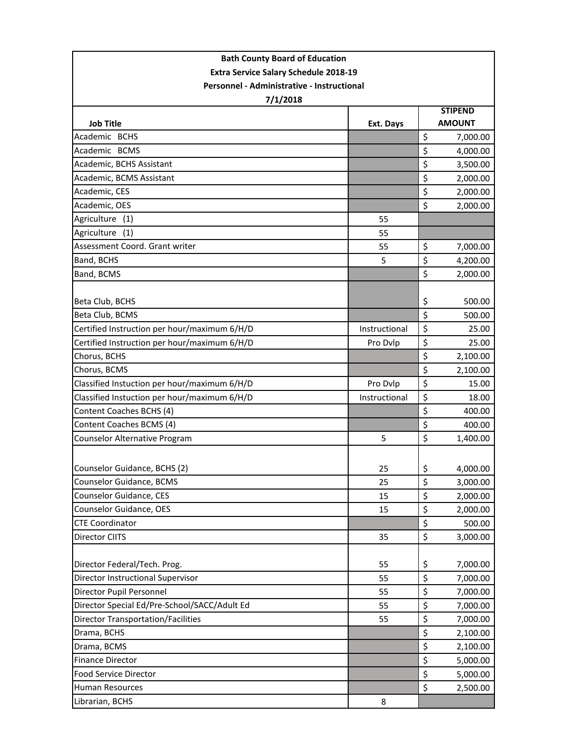**Bath County Board of Education**

**Extra Service Salary Schedule 2018-19**

**Personnel - Administrative - Instructional**

**7/1/2018**

| Job Title | Ext. Days | STIPEND AMOUNT |
|---|---|---|
| Academic BCHS | | $ 7,000.00 |
| Academic BCMS | | $ 4,000.00 |
| Academic, BCHS Assistant | | $ 3,500.00 |
| Academic, BCMS Assistant | | $ 2,000.00 |
| Academic, CES | | $ 2,000.00 |
| Academic, OES | | $ 2,000.00 |
| Agriculture (1) | 55 | |
| Agriculture (1) | 55 | |
| Assessment Coord. Grant writer | 55 | $ 7,000.00 |
| Band, BCHS | 5 | $ 4,200.00 |
| Band, BCMS | | $ 2,000.00 |
| Beta Club, BCHS | | $ 500.00 |
| Beta Club, BCMS | | $ 500.00 |
| Certified Instruction per hour/maximum 6/H/D | Instructional | $ 25.00 |
| Certified Instruction per hour/maximum 6/H/D | Pro Dvlp | $ 25.00 |
| Chorus, BCHS | | $ 2,100.00 |
| Chorus, BCMS | | $ 2,100.00 |
| Classified Instuction per hour/maximum 6/H/D | Pro Dvlp | $ 15.00 |
| Classified Instuction per hour/maximum 6/H/D | Instructional | $ 18.00 |
| Content Coaches BCHS (4) | | $ 400.00 |
| Content Coaches BCMS (4) | | $ 400.00 |
| Counselor Alternative Program | 5 | $ 1,400.00 |
| Counselor Guidance, BCHS (2) | 25 | $ 4,000.00 |
| Counselor Guidance, BCMS | 25 | $ 3,000.00 |
| Counselor Guidance, CES | 15 | $ 2,000.00 |
| Counselor Guidance, OES | 15 | $ 2,000.00 |
| CTE Coordinator | | $ 500.00 |
| Director CIITS | 35 | $ 3,000.00 |
| Director Federal/Tech. Prog. | 55 | $ 7,000.00 |
| Director Instructional Supervisor | 55 | $ 7,000.00 |
| Director Pupil Personnel | 55 | $ 7,000.00 |
| Director Special Ed/Pre-School/SACC/Adult Ed | 55 | $ 7,000.00 |
| Director Transportation/Facilities | 55 | $ 7,000.00 |
| Drama, BCHS | | $ 2,100.00 |
| Drama, BCMS | | $ 2,100.00 |
| Finance Director | | $ 5,000.00 |
| Food Service Director | | $ 5,000.00 |
| Human Resources | | $ 2,500.00 |
| Librarian, BCHS | 8 | |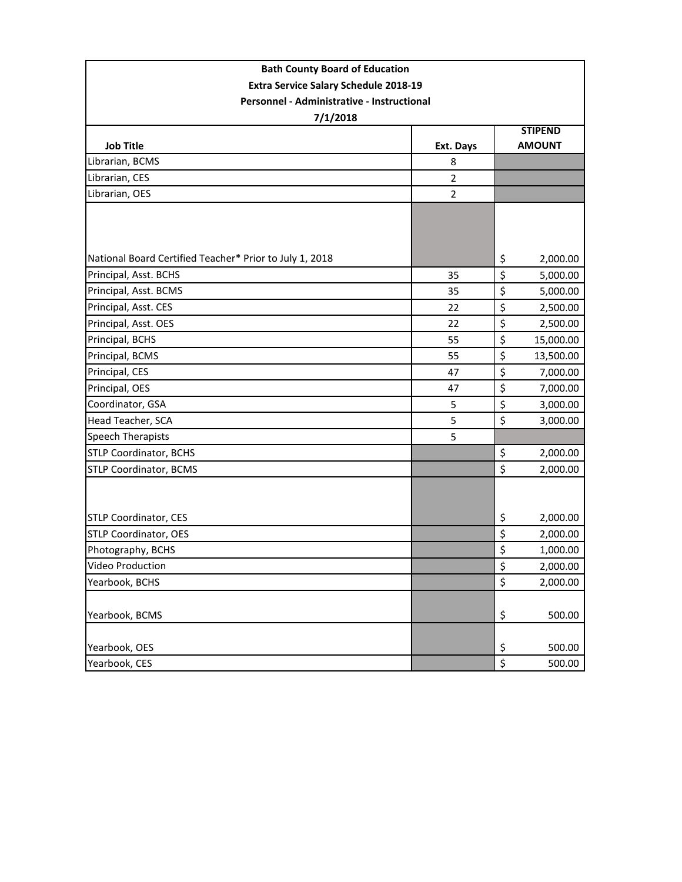| Bath County Board of Education<br>Extra Service Salary Schedule 2018-19<br>Personnel - Administrative - Instructional<br>7/1/2018 | | |
|---|---|---|
| **Job Title** | **Ext. Days** | **STIPEND AMOUNT** |
| Librarian, BCMS | 8 | |
| Librarian, CES | 2 | |
| Librarian, OES | 2 | |
| National Board Certified Teacher* Prior to July 1, 2018 | | $ 2,000.00 |
| Principal, Asst. BCHS | 35 | $ 5,000.00 |
| Principal, Asst. BCMS | 35 | $ 5,000.00 |
| Principal, Asst. CES | 22 | $ 2,500.00 |
| Principal, Asst. OES | 22 | $ 2,500.00 |
| Principal, BCHS | 55 | $ 15,000.00 |
| Principal, BCMS | 55 | $ 13,500.00 |
| Principal, CES | 47 | $ 7,000.00 |
| Principal, OES | 47 | $ 7,000.00 |
| Coordinator, GSA | 5 | $ 3,000.00 |
| Head Teacher, SCA | 5 | $ 3,000.00 |
| Speech Therapists | 5 | |
| STLP Coordinator, BCHS | | $ 2,000.00 |
| STLP Coordinator, BCMS | | $ 2,000.00 |
| STLP Coordinator, CES | | $ 2,000.00 |
| STLP Coordinator, OES | | $ 2,000.00 |
| Photography, BCHS | | $ 1,000.00 |
| Video Production | | $ 2,000.00 |
| Yearbook, BCHS | | $ 2,000.00 |
| Yearbook, BCMS | | $ 500.00 |
| Yearbook, OES | | $ 500.00 |
| Yearbook, CES | | $ 500.00 |